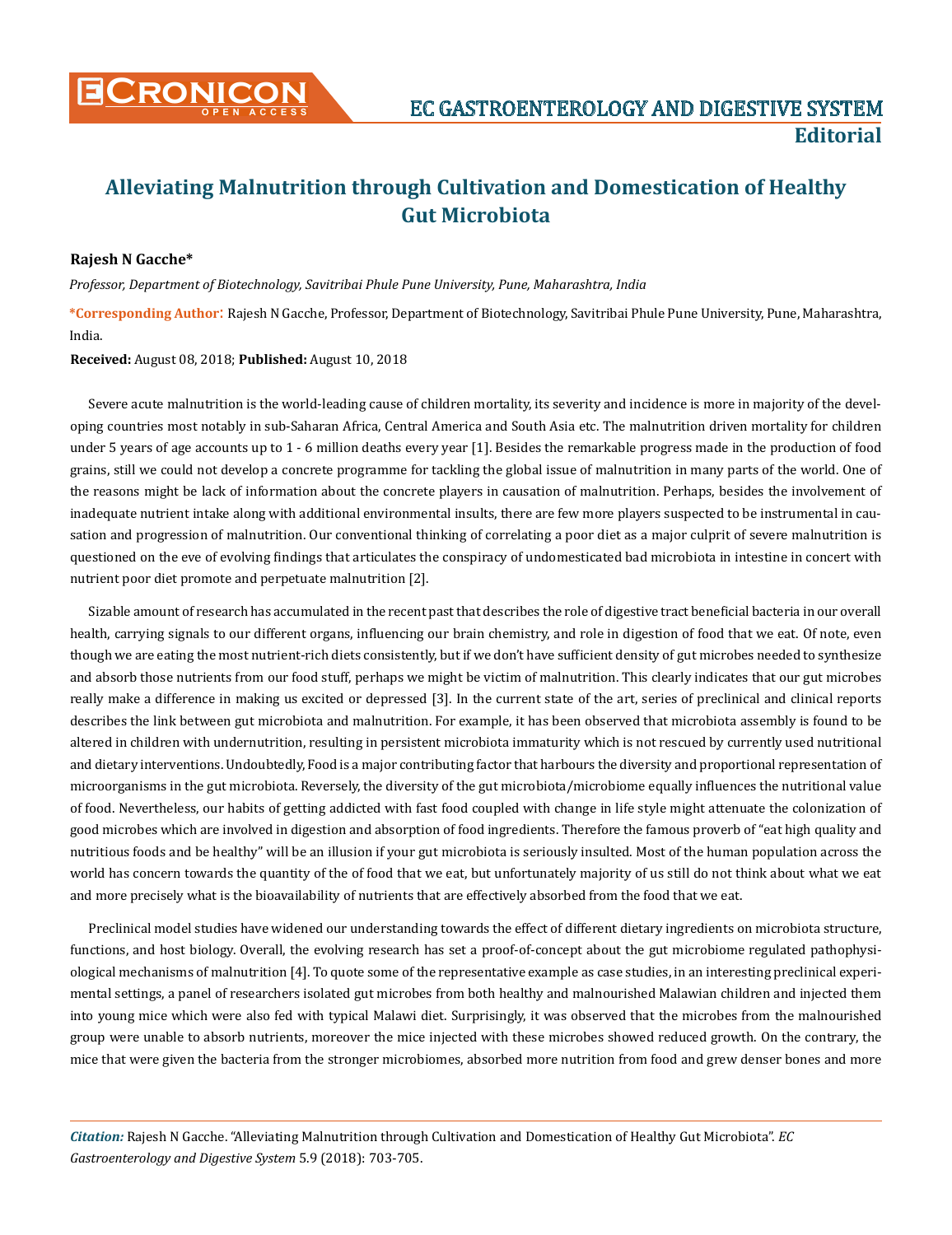# Alleviating Malnutrition through Cultivation and Domestication of Healthy Gut Microbiota

**Rajesh N Gacche***

*Professor, Department of Biotechnology, Savitribai Phule Pune University, Pune, Maharashtra, India*

**\*Corresponding Author:** Rajesh N Gacche, Professor, Department of Biotechnology, Savitribai Phule Pune University, Pune, Maharashtra, India.

**Received:** August 08, 2018; **Published:** August 10, 2018

Severe acute malnutrition is the world-leading cause of children mortality, its severity and incidence is more in majority of the developing countries most notably in sub-Saharan Africa, Central America and South Asia etc. The malnutrition driven mortality for children under 5 years of age accounts up to 1 - 6 million deaths every year [1]. Besides the remarkable progress made in the production of food grains, still we could not develop a concrete programme for tackling the global issue of malnutrition in many parts of the world. One of the reasons might be lack of information about the concrete players in causation of malnutrition. Perhaps, besides the involvement of inadequate nutrient intake along with additional environmental insults, there are few more players suspected to be instrumental in causation and progression of malnutrition. Our conventional thinking of correlating a poor diet as a major culprit of severe malnutrition is questioned on the eve of evolving findings that articulates the conspiracy of undomesticated bad microbiota in intestine in concert with nutrient poor diet promote and perpetuate malnutrition [2].

Sizable amount of research has accumulated in the recent past that describes the role of digestive tract beneficial bacteria in our overall health, carrying signals to our different organs, influencing our brain chemistry, and role in digestion of food that we eat. Of note, even though we are eating the most nutrient-rich diets consistently, but if we don't have sufficient density of gut microbes needed to synthesize and absorb those nutrients from our food stuff, perhaps we might be victim of malnutrition. This clearly indicates that our gut microbes really make a difference in making us excited or depressed [3]. In the current state of the art, series of preclinical and clinical reports describes the link between gut microbiota and malnutrition. For example, it has been observed that microbiota assembly is found to be altered in children with undernutrition, resulting in persistent microbiota immaturity which is not rescued by currently used nutritional and dietary interventions. Undoubtedly, Food is a major contributing factor that harbours the diversity and proportional representation of microorganisms in the gut microbiota. Reversely, the diversity of the gut microbiota/microbiome equally influences the nutritional value of food. Nevertheless, our habits of getting addicted with fast food coupled with change in life style might attenuate the colonization of good microbes which are involved in digestion and absorption of food ingredients. Therefore the famous proverb of "eat high quality and nutritious foods and be healthy" will be an illusion if your gut microbiota is seriously insulted. Most of the human population across the world has concern towards the quantity of the of food that we eat, but unfortunately majority of us still do not think about what we eat and more precisely what is the bioavailability of nutrients that are effectively absorbed from the food that we eat.

Preclinical model studies have widened our understanding towards the effect of different dietary ingredients on microbiota structure, functions, and host biology. Overall, the evolving research has set a proof-of-concept about the gut microbiome regulated pathophysiological mechanisms of malnutrition [4]. To quote some of the representative example as case studies, in an interesting preclinical experimental settings, a panel of researchers isolated gut microbes from both healthy and malnourished Malawian children and injected them into young mice which were also fed with typical Malawi diet. Surprisingly, it was observed that the microbes from the malnourished group were unable to absorb nutrients, moreover the mice injected with these microbes showed reduced growth. On the contrary, the mice that were given the bacteria from the stronger microbiomes, absorbed more nutrition from food and grew denser bones and more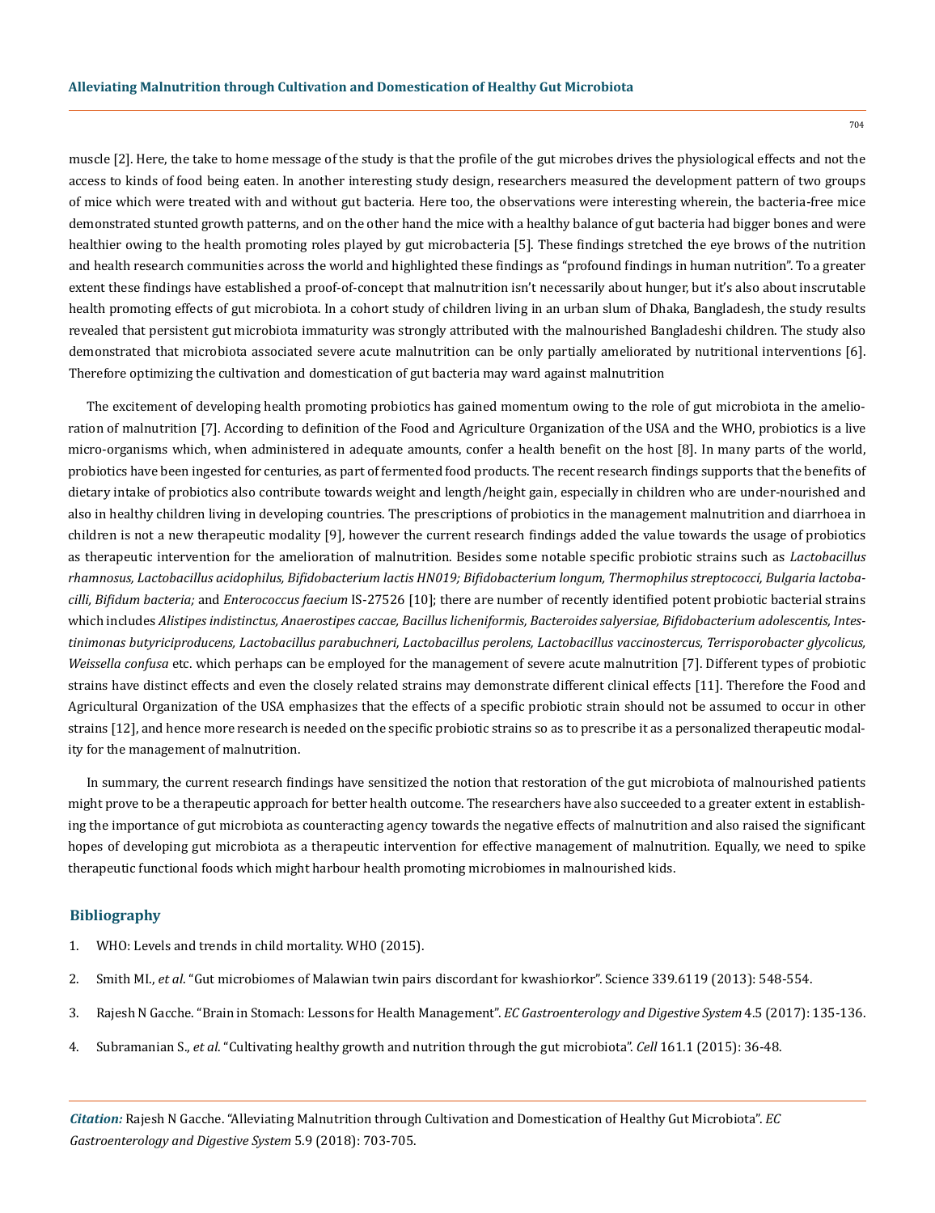muscle [2]. Here, the take to home message of the study is that the profile of the gut microbes drives the physiological effects and not the access to kinds of food being eaten. In another interesting study design, researchers measured the development pattern of two groups of mice which were treated with and without gut bacteria. Here too, the observations were interesting wherein, the bacteria-free mice demonstrated stunted growth patterns, and on the other hand the mice with a healthy balance of gut bacteria had bigger bones and were healthier owing to the health promoting roles played by gut microbacteria [5]. These findings stretched the eye brows of the nutrition and health research communities across the world and highlighted these findings as "profound findings in human nutrition". To a greater extent these findings have established a proof-of-concept that malnutrition isn't necessarily about hunger, but it's also about inscrutable health promoting effects of gut microbiota. In a cohort study of children living in an urban slum of Dhaka, Bangladesh, the study results revealed that persistent gut microbiota immaturity was strongly attributed with the malnourished Bangladeshi children. The study also demonstrated that microbiota associated severe acute malnutrition can be only partially ameliorated by nutritional interventions [6]. Therefore optimizing the cultivation and domestication of gut bacteria may ward against malnutrition

The excitement of developing health promoting probiotics has gained momentum owing to the role of gut microbiota in the amelioration of malnutrition [7]. According to definition of the Food and Agriculture Organization of the USA and the WHO, probiotics is a live micro-organisms which, when administered in adequate amounts, confer a health benefit on the host [8]. In many parts of the world, probiotics have been ingested for centuries, as part of fermented food products. The recent research findings supports that the benefits of dietary intake of probiotics also contribute towards weight and length/height gain, especially in children who are under-nourished and also in healthy children living in developing countries. The prescriptions of probiotics in the management malnutrition and diarrhoea in children is not a new therapeutic modality [9], however the current research findings added the value towards the usage of probiotics as therapeutic intervention for the amelioration of malnutrition. Besides some notable specific probiotic strains such as *Lactobacillus rhamnosus, Lactobacillus acidophilus, Bifidobacterium lactis HN019; Bifidobacterium longum, Thermophilus streptococci, Bulgaria lactobacilli, Bifidum bacteria;* and *Enterococcus faecium* IS-27526 [10]; there are number of recently identified potent probiotic bacterial strains which includes *Alistipes indistinctus, Anaerostipes caccae, Bacillus licheniformis, Bacteroides salyersiae, Bifidobacterium adolescentis, Intestinimonas butyriciproducens, Lactobacillus parabuchneri, Lactobacillus perolens, Lactobacillus vaccinostercus, Terrisporobacter glycolicus, Weissella confusa* etc. which perhaps can be employed for the management of severe acute malnutrition [7]. Different types of probiotic strains have distinct effects and even the closely related strains may demonstrate different clinical effects [11]. Therefore the Food and Agricultural Organization of the USA emphasizes that the effects of a specific probiotic strain should not be assumed to occur in other strains [12], and hence more research is needed on the specific probiotic strains so as to prescribe it as a personalized therapeutic modality for the management of malnutrition.

In summary, the current research findings have sensitized the notion that restoration of the gut microbiota of malnourished patients might prove to be a therapeutic approach for better health outcome. The researchers have also succeeded to a greater extent in establishing the importance of gut microbiota as counteracting agency towards the negative effects of malnutrition and also raised the significant hopes of developing gut microbiota as a therapeutic intervention for effective management of malnutrition. Equally, we need to spike therapeutic functional foods which might harbour health promoting microbiomes in malnourished kids.

## Bibliography

1. WHO: Levels and trends in child mortality. WHO (2015).
2. Smith MI., *et al*. "Gut microbiomes of Malawian twin pairs discordant for kwashiorkor". Science 339.6119 (2013): 548-554.
3. Rajesh N Gacche. "Brain in Stomach: Lessons for Health Management". *EC Gastroenterology and Digestive System* 4.5 (2017): 135-136.
4. Subramanian S., *et al*. "Cultivating healthy growth and nutrition through the gut microbiota". *Cell* 161.1 (2015): 36-48.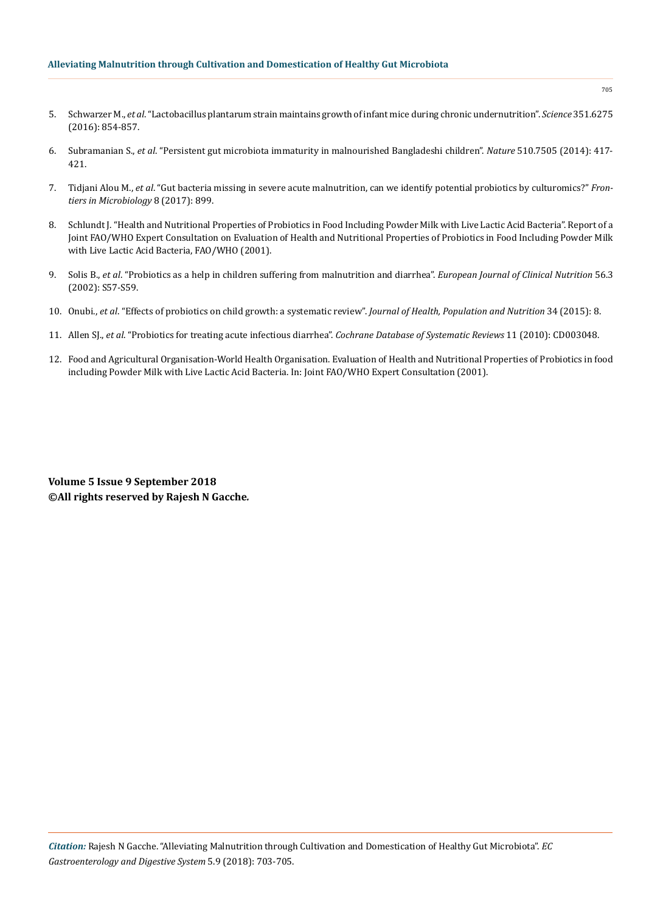5. Schwarzer M., *et al*. "Lactobacillus plantarum strain maintains growth of infant mice during chronic undernutrition". *Science* 351.6275 (2016): 854-857.

6. Subramanian S., *et al*. "Persistent gut microbiota immaturity in malnourished Bangladeshi children". *Nature* 510.7505 (2014): 417-421.

7. Tidjani Alou M., *et al*. "Gut bacteria missing in severe acute malnutrition, can we identify potential probiotics by culturomics?" *Frontiers in Microbiology* 8 (2017): 899.

8. Schlundt J. "Health and Nutritional Properties of Probiotics in Food Including Powder Milk with Live Lactic Acid Bacteria". Report of a Joint FAO/WHO Expert Consultation on Evaluation of Health and Nutritional Properties of Probiotics in Food Including Powder Milk with Live Lactic Acid Bacteria, FAO/WHO (2001).

9. Solis B., *et al*. "Probiotics as a help in children suffering from malnutrition and diarrhea". *European Journal of Clinical Nutrition* 56.3 (2002): S57-S59.

10. Onubi., *et al*. "Effects of probiotics on child growth: a systematic review". *Journal of Health, Population and Nutrition* 34 (2015): 8.

11. Allen SJ., *et al*. "Probiotics for treating acute infectious diarrhea". *Cochrane Database of Systematic Reviews* 11 (2010): CD003048.

12. Food and Agricultural Organisation-World Health Organisation. Evaluation of Health and Nutritional Properties of Probiotics in food including Powder Milk with Live Lactic Acid Bacteria. In: Joint FAO/WHO Expert Consultation (2001).

**Volume 5 Issue 9 September 2018**
**©All rights reserved by Rajesh N Gacche.**